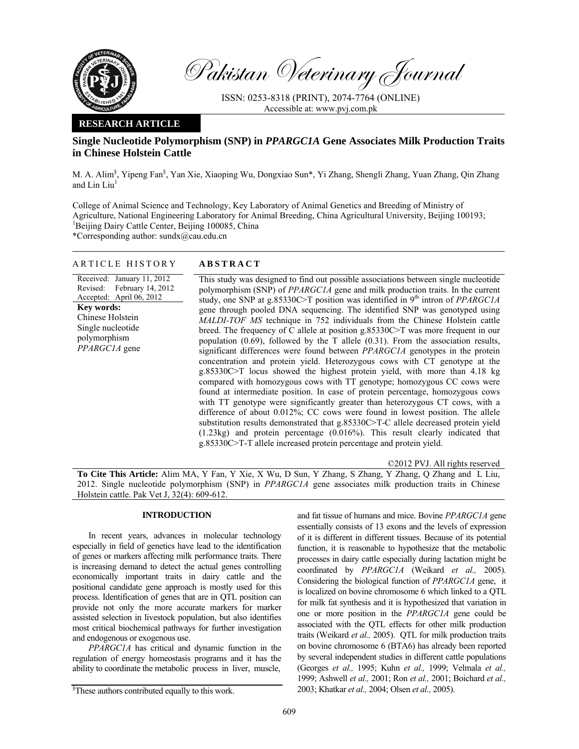Pakistan Veterinary Journal

ISSN: 0253-8318 (PRINT), 2074-7764 (ONLINE)
Accessible at: www.pvj.com.pk

**RESEARCH ARTICLE**

# Single Nucleotide Polymorphism (SNP) in *PPARGC1A* Gene Associates Milk Production Traits in Chinese Holstein Cattle

M. A. Alim[§], Yipeng Fan[§], Yan Xie, Xiaoping Wu, Dongxiao Sun*, Yi Zhang, Shengli Zhang, Yuan Zhang, Qin Zhang and Lin Liu[1]

College of Animal Science and Technology, Key Laboratory of Animal Genetics and Breeding of Ministry of Agriculture, National Engineering Laboratory for Animal Breeding, China Agricultural University, Beijing 100193; [1]Beijing Dairy Cattle Center, Beijing 100085, China
*Corresponding author: sundx@cau.edu.cn

## ARTICLE HISTORY

Received: January 11, 2012
Revised: February 14, 2012
Accepted: April 06, 2012

**Key words:**
Chinese Holstein
Single nucleotide polymorphism
*PPARGC1A* gene

## ABSTRACT

This study was designed to find out possible associations between single nucleotide polymorphism (SNP) of *PPARGC1A* gene and milk production traits. In the current study, one SNP at g.85330C>T position was identified in 9[th] intron of *PPARGC1A* gene through pooled DNA sequencing. The identified SNP was genotyped using *MALDI-TOF MS* technique in 752 individuals from the Chinese Holstein cattle breed. The frequency of C allele at position g.85330C>T was more frequent in our population (0.69), followed by the T allele (0.31). From the association results, significant differences were found between *PPARGC1A* genotypes in the protein concentration and protein yield. Heterozygous cows with CT genotype at the g.85330C>T locus showed the highest protein yield, with more than 4.18 kg compared with homozygous cows with TT genotype; homozygous CC cows were found at intermediate position. In case of protein percentage, homozygous cows with TT genotype were significantly greater than heterozygous CT cows, with a difference of about 0.012%; CC cows were found in lowest position. The allele substitution results demonstrated that g.85330C>T-C allele decreased protein yield (1.23kg) and protein percentage (0.016%). This result clearly indicated that g.85330C>T-T allele increased protein percentage and protein yield.

©2012 PVJ. All rights reserved

**To Cite This Article:** Alim MA, Y Fan, Y Xie, X Wu, D Sun, Y Zhang, S Zhang, Y Zhang, Q Zhang and L Liu, 2012. Single nucleotide polymorphism (SNP) in *PPARGC1A* gene associates milk production traits in Chinese Holstein cattle. Pak Vet J, 32(4): 609-612.

## INTRODUCTION

In recent years, advances in molecular technology especially in field of genetics have lead to the identification of genes or markers affecting milk performance traits. There is increasing demand to detect the actual genes controlling economically important traits in dairy cattle and the positional candidate gene approach is mostly used for this process. Identification of genes that are in QTL position can provide not only the more accurate markers for marker assisted selection in livestock population, but also identifies most critical biochemical pathways for further investigation and endogenous or exogenous use.

*PPARGC1A* has critical and dynamic function in the regulation of energy homeostasis programs and it has the ability to coordinate the metabolic process in liver, muscle, and fat tissue of humans and mice. Bovine *PPARGC1A* gene essentially consists of 13 exons and the levels of expression of it is different in different tissues. Because of its potential function, it is reasonable to hypothesize that the metabolic processes in dairy cattle especially during lactation might be coordinated by *PPARGC1A* (Weikard *et al.,* 2005). Considering the biological function of *PPARGC1A* gene, it is localized on bovine chromosome 6 which linked to a QTL for milk fat synthesis and it is hypothesized that variation in one or more position in the *PPARGC1A* gene could be associated with the QTL effects for other milk production traits (Weikard *et al.,* 2005). QTL for milk production traits on bovine chromosome 6 (BTA6) has already been reported by several independent studies in different cattle populations (Georges *et al.,* 1995; Kuhn *et al.,* 1999; Velmala *et al.,* 1999; Ashwell *et al.,* 2001; Ron *et al.,* 2001; Boichard *et al.,* 2003; Khatkar *et al.,* 2004; Olsen *et al.,* 2005).

[§]These authors contributed equally to this work.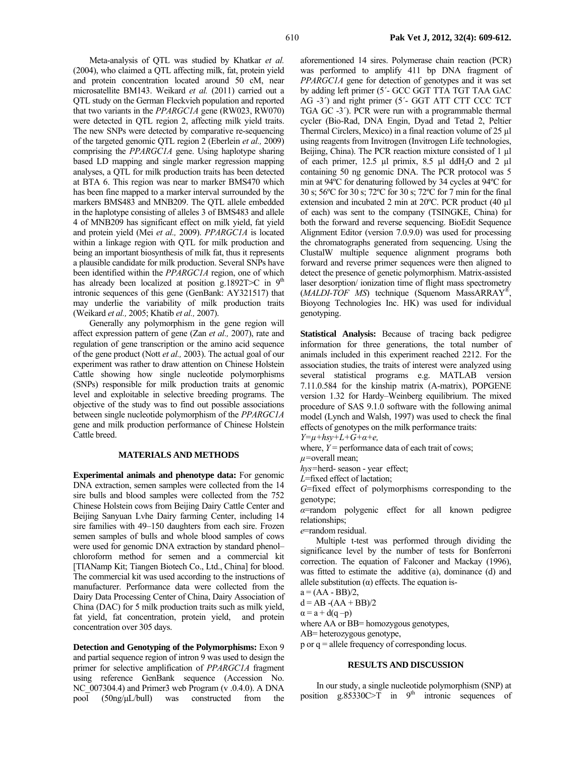Meta-analysis of QTL was studied by Khatkar *et al.* (2004), who claimed a QTL affecting milk, fat, protein yield and protein concentration located around 50 cM, near microsatellite BM143. Weikard *et al.* (2011) carried out a QTL study on the German Fleckvieh population and reported that two variants in the *PPARGC1A* gene (RW023, RW070) were detected in QTL region 2, affecting milk yield traits. The new SNPs were detected by comparative re-sequencing of the targeted genomic QTL region 2 (Eberlein *et al.,* 2009) comprising the *PPARGC1A* gene. Using haplotype sharing based LD mapping and single marker regression mapping analyses, a QTL for milk production traits has been detected at BTA 6. This region was near to marker BMS470 which has been fine mapped to a marker interval surrounded by the markers BMS483 and MNB209. The QTL allele embedded in the haplotype consisting of alleles 3 of BMS483 and allele 4 of MNB209 has significant effect on milk yield, fat yield and protein yield (Mei *et al.,* 2009). *PPARGC1A* is located within a linkage region with QTL for milk production and being an important biosynthesis of milk fat, thus it represents a plausible candidate for milk production. Several SNPs have been identified within the *PPARGC1A* region, one of which has already been localized at position g.1892T>C in 9th intronic sequences of this gene (GenBank: AY321517) that may underlie the variability of milk production traits (Weikard *et al.,* 2005; Khatib *et al.,* 2007).

Generally any polymorphism in the gene region will affect expression pattern of gene (Zan *et al.,* 2007), rate and regulation of gene transcription or the amino acid sequence of the gene product (Nott *et al.,* 2003). The actual goal of our experiment was rather to draw attention on Chinese Holstein Cattle showing how single nucleotide polymorphisms (SNPs) responsible for milk production traits at genomic level and exploitable in selective breeding programs. The objective of the study was to find out possible associations between single nucleotide polymorphism of the *PPARGC1A* gene and milk production performance of Chinese Holstein Cattle breed.

## MATERIALS AND METHODS

**Experimental animals and phenotype data:** For genomic DNA extraction, semen samples were collected from the 14 sire bulls and blood samples were collected from the 752 Chinese Holstein cows from Beijing Dairy Cattle Center and Beijing Sanyuan Lvhe Dairy farming Center, including 14 sire families with 49–150 daughters from each sire. Frozen semen samples of bulls and whole blood samples of cows were used for genomic DNA extraction by standard phenol–chloroform method for semen and a commercial kit [TIANamp Kit; Tiangen Biotech Co., Ltd., China] for blood. The commercial kit was used according to the instructions of manufacturer. Performance data were collected from the Dairy Data Processing Center of China, Dairy Association of China (DAC) for 5 milk production traits such as milk yield, fat yield, fat concentration, protein yield, and protein concentration over 305 days.

**Detection and Genotyping of the Polymorphisms:** Exon 9 and partial sequence region of intron 9 was used to design the primer for selective amplification of *PPARGC1A* fragment using reference GenBank sequence (Accession No. NC_007304.4) and Primer3 web Program (v .0.4.0). A DNA pool (50ng/μL/bull) was constructed from the aforementioned 14 sires. Polymerase chain reaction (PCR) was performed to amplify 411 bp DNA fragment of *PPARGC1A* gene for detection of genotypes and it was set by adding left primer (5´- GCC GGT TTA TGT TAA GAC AG -3´) and right primer (5´- GGT ATT CTT CCC TCT TGA GC -3´). PCR were run with a programmable thermal cycler (Bio-Rad, DNA Engin, Dyad and Tetad 2, Peltier Thermal Circlers, Mexico) in a final reaction volume of 25 μl using reagents from Invitrogen (Invitrogen Life technologies, Beijing, China). The PCR reaction mixture consisted of 1 μl of each primer, 12.5 μl primix, 8.5 μl $ddH_2O$ and 2 μl containing 50 ng genomic DNA. The PCR protocol was 5 min at 94ºC for denaturing followed by 34 cycles at 94ºC for 30 s; 56ºC for 30 s; 72ºC for 30 s; 72ºC for 7 min for the final extension and incubated 2 min at 20ºC. PCR product (40 μl of each) was sent to the company (TSINGKE, China) for both the forward and reverse sequencing. BioEdit Sequence Alignment Editor (version 7.0.9.0) was used for processing the chromatographs generated from sequencing. Using the ClustalW multiple sequence alignment programs both forward and reverse primer sequences were then aligned to detect the presence of genetic polymorphism. Matrix-assisted laser desorption/ ionization time of flight mass spectrometry (*MALDI-TOF MS*) technique (Squenom MassARRAY®, Bioyong Technologies Inc. HK) was used for individual genotyping.

**Statistical Analysis:** Because of tracing back pedigree information for three generations, the total number of animals included in this experiment reached 2212. For the association studies, the traits of interest were analyzed using several statistical programs e.g. MATLAB version 7.11.0.584 for the kinship matrix (A-matrix), POPGENE version 1.32 for Hardy–Weinberg equilibrium. The mixed procedure of SAS 9.1.0 software with the following animal model (Lynch and Walsh, 1997) was used to check the final effects of genotypes on the milk performance traits:

$$Y=\mu+hsy+L+G+\alpha+e,$$

where, $Y$ = performance data of each trait of cows;
$\mu$=overall mean;
$hys$=herd- season - year effect;
$L$=fixed effect of lactation;
$G$=fixed effect of polymorphisms corresponding to the genotype;
$\alpha$=random polygenic effect for all known pedigree relationships;
$e$=random residual.

Multiple t-test was performed through dividing the significance level by the number of tests for Bonferroni correction. The equation of Falconer and Mackay (1996), was fitted to estimate the additive (a), dominance (d) and allele substitution (α) effects. The equation is-

$$a = (AA - BB)/2,$$
$$d = AB - (AA + BB)/2$$
$$\alpha = a + d(q - p)$$

where AA or BB= homozygous genotypes,
AB= heterozygous genotype,
p or q = allele frequency of corresponding locus.

## RESULTS AND DISCUSSION

In our study, a single nucleotide polymorphism (SNP) at position g.85330C>T in 9th intronic sequences of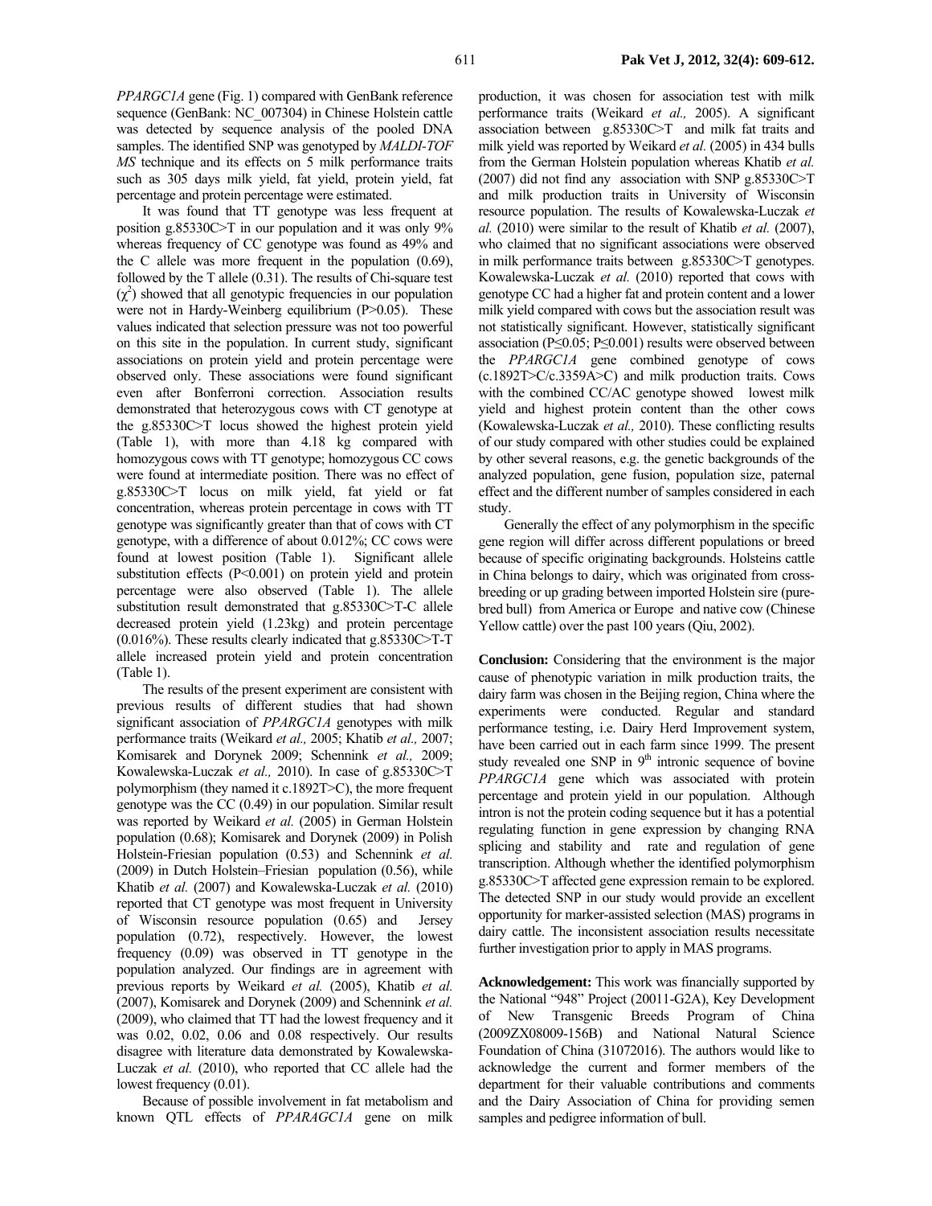*PPARGC1A* gene (Fig. 1) compared with GenBank reference sequence (GenBank: NC_007304) in Chinese Holstein cattle was detected by sequence analysis of the pooled DNA samples. The identified SNP was genotyped by *MALDI-TOF MS* technique and its effects on 5 milk performance traits such as 305 days milk yield, fat yield, protein yield, fat percentage and protein percentage were estimated.

It was found that TT genotype was less frequent at position g.85330C>T in our population and it was only 9% whereas frequency of CC genotype was found as 49% and the C allele was more frequent in the population (0.69), followed by the T allele (0.31). The results of Chi-square test ($\chi^2$) showed that all genotypic frequencies in our population were not in Hardy-Weinberg equilibrium ($P>0.05$). These values indicated that selection pressure was not too powerful on this site in the population. In current study, significant associations on protein yield and protein percentage were observed only. These associations were found significant even after Bonferroni correction. Association results demonstrated that heterozygous cows with CT genotype at the g.85330C>T locus showed the highest protein yield (Table 1), with more than 4.18 kg compared with homozygous cows with TT genotype; homozygous CC cows were found at intermediate position. There was no effect of g.85330C>T locus on milk yield, fat yield or fat concentration, whereas protein percentage in cows with TT genotype was significantly greater than that of cows with CT genotype, with a difference of about 0.012%; CC cows were found at lowest position (Table 1). Significant allele substitution effects ($P<0.001$) on protein yield and protein percentage were also observed (Table 1). The allele substitution result demonstrated that g.85330C>T-C allele decreased protein yield (1.23kg) and protein percentage (0.016%). These results clearly indicated that g.85330C>T-T allele increased protein yield and protein concentration (Table 1).

The results of the present experiment are consistent with previous results of different studies that had shown significant association of *PPARGC1A* genotypes with milk performance traits (Weikard *et al.,* 2005; Khatib *et al.,* 2007; Komisarek and Dorynek 2009; Schennink *et al.,* 2009; Kowalewska-Luczak *et al.,* 2010). In case of g.85330C>T polymorphism (they named it c.1892T>C), the more frequent genotype was the CC (0.49) in our population. Similar result was reported by Weikard *et al.* (2005) in German Holstein population (0.68); Komisarek and Dorynek (2009) in Polish Holstein-Friesian population (0.53) and Schennink *et al.* (2009) in Dutch Holstein–Friesian population (0.56), while Khatib *et al.* (2007) and Kowalewska-Luczak *et al.* (2010) reported that CT genotype was most frequent in University of Wisconsin resource population (0.65) and Jersey population (0.72), respectively. However, the lowest frequency (0.09) was observed in TT genotype in the population analyzed. Our findings are in agreement with previous reports by Weikard *et al.* (2005), Khatib *et al.* (2007), Komisarek and Dorynek (2009) and Schennink *et al.* (2009), who claimed that TT had the lowest frequency and it was 0.02, 0.02, 0.06 and 0.08 respectively. Our results disagree with literature data demonstrated by Kowalewska-Luczak *et al.* (2010), who reported that CC allele had the lowest frequency (0.01).

Because of possible involvement in fat metabolism and known QTL effects of *PPARAGC1A* gene on milk production, it was chosen for association test with milk performance traits (Weikard *et al.,* 2005). A significant association between g.85330C>T and milk fat traits and milk yield was reported by Weikard *et al.* (2005) in 434 bulls from the German Holstein population whereas Khatib *et al.* (2007) did not find any association with SNP g.85330C>T and milk production traits in University of Wisconsin resource population. The results of Kowalewska-Luczak *et al.* (2010) were similar to the result of Khatib *et al.* (2007), who claimed that no significant associations were observed in milk performance traits between g.85330C>T genotypes. Kowalewska-Luczak *et al.* (2010) reported that cows with genotype CC had a higher fat and protein content and a lower milk yield compared with cows but the association result was not statistically significant. However, statistically significant association ($P\leq0.05$; $P\leq0.001$) results were observed between the *PPARGC1A* gene combined genotype of cows (c.1892T>C/c.3359A>C) and milk production traits. Cows with the combined CC/AC genotype showed lowest milk yield and highest protein content than the other cows (Kowalewska-Luczak *et al.,* 2010). These conflicting results of our study compared with other studies could be explained by other several reasons, e.g. the genetic backgrounds of the analyzed population, gene fusion, population size, paternal effect and the different number of samples considered in each study.

Generally the effect of any polymorphism in the specific gene region will differ across different populations or breed because of specific originating backgrounds. Holsteins cattle in China belongs to dairy, which was originated from cross-breeding or up grading between imported Holstein sire (pure-bred bull) from America or Europe and native cow (Chinese Yellow cattle) over the past 100 years (Qiu, 2002).

**Conclusion:** Considering that the environment is the major cause of phenotypic variation in milk production traits, the dairy farm was chosen in the Beijing region, China where the experiments were conducted. Regular and standard performance testing, i.e. Dairy Herd Improvement system, have been carried out in each farm since 1999. The present study revealed one SNP in 9th intronic sequence of bovine *PPARGC1A* gene which was associated with protein percentage and protein yield in our population. Although intron is not the protein coding sequence but it has a potential regulating function in gene expression by changing RNA splicing and stability and rate and regulation of gene transcription. Although whether the identified polymorphism g.85330C>T affected gene expression remain to be explored. The detected SNP in our study would provide an excellent opportunity for marker-assisted selection (MAS) programs in dairy cattle. The inconsistent association results necessitate further investigation prior to apply in MAS programs.

**Acknowledgement:** This work was financially supported by the National "948" Project (20011-G2A), Key Development of New Transgenic Breeds Program of China (2009ZX08009-156B) and National Natural Science Foundation of China (31072016). The authors would like to acknowledge the current and former members of the department for their valuable contributions and comments and the Dairy Association of China for providing semen samples and pedigree information of bull.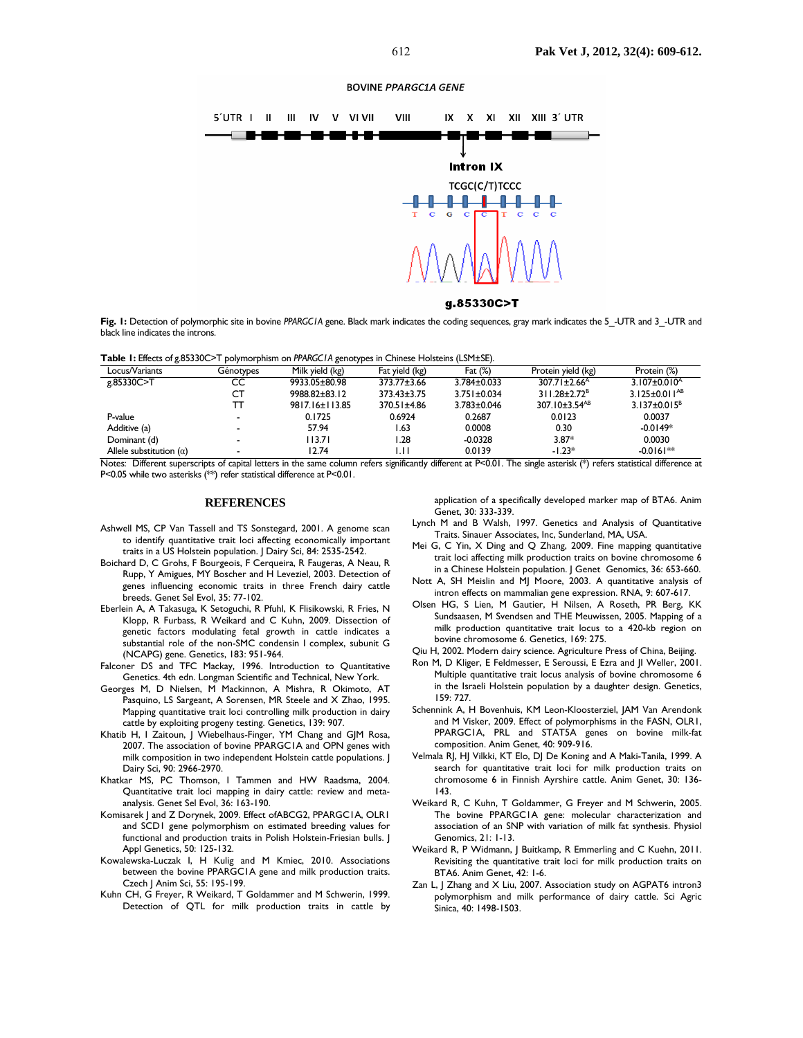BOVINE *PPARGC1A* GENE

5´UTR I II III IV V VI VII VIII IX X XI XII XIII 3´ UTR

Intron IX

TCGC(C/T)TCCC

T C G C C T C C C

g.85330C>T

**Fig. 1:** Detection of polymorphic site in bovine *PPARGC1A* gene. Black mark indicates the coding sequences, gray mark indicates the 5_-UTR and 3_-UTR and black line indicates the introns.

**Table 1:** Effects of g.85330C>T polymorphism on *PPARGC1A* genotypes in Chinese Holsteins (LSM±SE).

| Locus/Variants | Génotypes | Milk yield (kg) | Fat yield (kg) | Fat (%) | Protein yield (kg) | Protein (%) |
|---|---|---|---|---|---|---|
| g.85330C>T | CC | 9933.05±80.98 | 373.77±3.66 | 3.784±0.033 | 307.71±2.66[A] | 3.107±0.010[A] |
| | CT | 9988.82±83.12 | 373.43±3.75 | 3.751±0.034 | 311.28±2.72[B] | 3.125±0.011[AB] |
| | TT | 9817.16±113.85 | 370.51±4.86 | 3.783±0.046 | 307.10±3.54[AB] | 3.137±0.015[B] |
| P-value | - | 0.1725 | 0.6924 | 0.2687 | 0.0123 | 0.0037 |
| Additive (a) | - | 57.94 | 1.63 | 0.0008 | 0.30 | -0.0149* |
| Dominant (d) | - | 113.71 | 1.28 | -0.0328 | 3.87* | 0.0030 |
| Allele substitution (α) | - | 12.74 | 1.11 | 0.0139 | -1.23* | -0.0161** |

Notes: Different superscripts of capital letters in the same column refers significantly different at P<0.01. The single asterisk (*) refers statistical difference at P<0.05 while two asterisks (**) refer statistical difference at P<0.01.

## REFERENCES

Ashwell MS, CP Van Tassell and TS Sonstegard, 2001. A genome scan to identify quantitative trait loci affecting economically important traits in a US Holstein population. J Dairy Sci, 84: 2535-2542.

Boichard D, C Grohs, F Bourgeois, F Cerqueira, R Faugeras, A Neau, R Rupp, Y Amigues, MY Boscher and H Leveziel, 2003. Detection of genes influencing economic traits in three French dairy cattle breeds. Genet Sel Evol, 35: 77-102.

Eberlein A, A Takasuga, K Setoguchi, R Pfuhl, K Flisikowski, R Fries, N Klopp, R Furbass, R Weikard and C Kuhn, 2009. Dissection of genetic factors modulating fetal growth in cattle indicates a substantial role of the non-SMC condensin I complex, subunit G (NCAPG) gene. Genetics, 183: 951-964.

Falconer DS and TFC Mackay, 1996. Introduction to Quantitative Genetics. 4th edn. Longman Scientific and Technical, New York.

Georges M, D Nielsen, M Mackinnon, A Mishra, R Okimoto, AT Pasquino, LS Sargeant, A Sorensen, MR Steele and X Zhao, 1995. Mapping quantitative trait loci controlling milk production in dairy cattle by exploiting progeny testing. Genetics, 139: 907.

Khatib H, I Zaitoun, J Wiebelhaus-Finger, YM Chang and GJM Rosa, 2007. The association of bovine PPARGC1A and OPN genes with milk composition in two independent Holstein cattle populations. J Dairy Sci, 90: 2966-2970.

Khatkar MS, PC Thomson, I Tammen and HW Raadsma, 2004. Quantitative trait loci mapping in dairy cattle: review and meta-analysis. Genet Sel Evol, 36: 163-190.

Komisarek J and Z Dorynek, 2009. Effect ofABCG2, PPARGC1A, OLR1 and SCD1 gene polymorphism on estimated breeding values for functional and production traits in Polish Holstein-Friesian bulls. J Appl Genetics, 50: 125-132.

Kowalewska-Luczak I, H Kulig and M Kmiec, 2010. Associations between the bovine PPARGC1A gene and milk production traits. Czech J Anim Sci, 55: 195-199.

Kuhn CH, G Freyer, R Weikard, T Goldammer and M Schwerin, 1999. Detection of QTL for milk production traits in cattle by application of a specifically developed marker map of BTA6. Anim Genet, 30: 333-339.

Lynch M and B Walsh, 1997. Genetics and Analysis of Quantitative Traits. Sinauer Associates, Inc, Sunderland, MA, USA.

Mei G, C Yin, X Ding and Q Zhang, 2009. Fine mapping quantitative trait loci affecting milk production traits on bovine chromosome 6 in a Chinese Holstein population. J Genet Genomics, 36: 653-660.

Nott A, SH Meislin and MJ Moore, 2003. A quantitative analysis of intron effects on mammalian gene expression. RNA, 9: 607-617.

Olsen HG, S Lien, M Gautier, H Nilsen, A Roseth, PR Berg, KK Sundsaasen, M Svendsen and THE Meuwissen, 2005. Mapping of a milk production quantitative trait locus to a 420-kb region on bovine chromosome 6. Genetics, 169: 275.

Qiu H, 2002. Modern dairy science. Agriculture Press of China, Beijing.

Ron M, D Kliger, E Feldmesser, E Seroussi, E Ezra and JI Weller, 2001. Multiple quantitative trait locus analysis of bovine chromosome 6 in the Israeli Holstein population by a daughter design. Genetics, 159: 727.

Schennink A, H Bovenhuis, KM Leon-Kloosterziel, JAM Van Arendonk and M Visker, 2009. Effect of polymorphisms in the FASN, OLR1, PPARGC1A, PRL and STAT5A genes on bovine milk-fat composition. Anim Genet, 40: 909-916.

Velmala RJ, HJ Vilkki, KT Elo, DJ De Koning and A Maki-Tanila, 1999. A search for quantitative trait loci for milk production traits on chromosome 6 in Finnish Ayrshire cattle. Anim Genet, 30: 136-143.

Weikard R, C Kuhn, T Goldammer, G Freyer and M Schwerin, 2005. The bovine PPARGC1A gene: molecular characterization and association of an SNP with variation of milk fat synthesis. Physiol Genomics, 21: 1-13.

Weikard R, P Widmann, J Buitkamp, R Emmerling and C Kuehn, 2011. Revisiting the quantitative trait loci for milk production traits on BTA6. Anim Genet, 42: 1-6.

Zan L, J Zhang and X Liu, 2007. Association study on AGPAT6 intron3 polymorphism and milk performance of dairy cattle. Sci Agric Sinica, 40: 1498-1503.